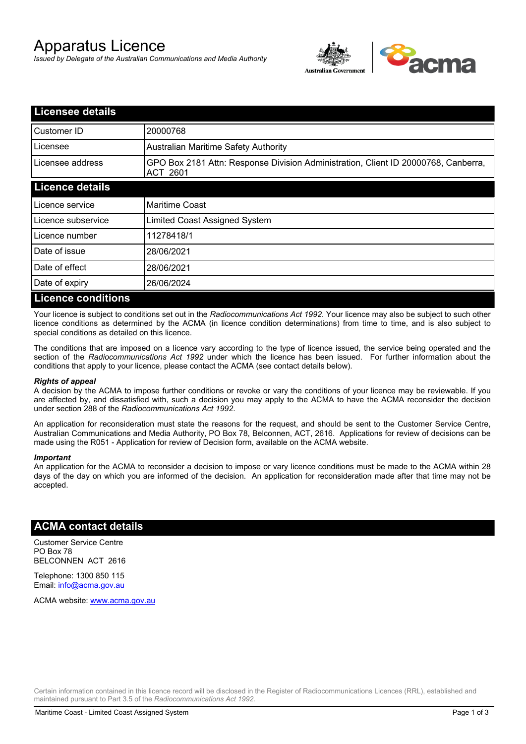# Apparatus Licence

*Issued by Delegate of the Australian Communications and Media Authority*

## Licensee details

| | |
|---|---|
| Customer ID | 20000768 |
| Licensee | Australian Maritime Safety Authority |
| Licensee address | GPO Box 2181 Attn: Response Division Administration, Client ID 20000768, Canberra, ACT 2601 |

## Licence details

| | |
|---|---|
| Licence service | Maritime Coast |
| Licence subservice | Limited Coast Assigned System |
| Licence number | 11278418/1 |
| Date of issue | 28/06/2021 |
| Date of effect | 28/06/2021 |
| Date of expiry | 26/06/2024 |

## Licence conditions

Your licence is subject to conditions set out in the *Radiocommunications Act 1992*. Your licence may also be subject to such other licence conditions as determined by the ACMA (in licence condition determinations) from time to time, and is also subject to special conditions as detailed on this licence.

The conditions that are imposed on a licence vary according to the type of licence issued, the service being operated and the section of the *Radiocommunications Act 1992* under which the licence has been issued. For further information about the conditions that apply to your licence, please contact the ACMA (see contact details below).

***Rights of appeal***

A decision by the ACMA to impose further conditions or revoke or vary the conditions of your licence may be reviewable. If you are affected by, and dissatisfied with, such a decision you may apply to the ACMA to have the ACMA reconsider the decision under section 288 of the *Radiocommunications Act 1992*.

An application for reconsideration must state the reasons for the request, and should be sent to the Customer Service Centre, Australian Communications and Media Authority, PO Box 78, Belconnen, ACT, 2616. Applications for review of decisions can be made using the R051 - Application for review of Decision form, available on the ACMA website.

***Important***

An application for the ACMA to reconsider a decision to impose or vary licence conditions must be made to the ACMA within 28 days of the day on which you are informed of the decision. An application for reconsideration made after that time may not be accepted.

## ACMA contact details

Customer Service Centre
PO Box 78
BELCONNEN ACT 2616

Telephone: 1300 850 115
Email: info@acma.gov.au

ACMA website: www.acma.gov.au

Certain information contained in this licence record will be disclosed in the Register of Radiocommunications Licences (RRL), established and maintained pursuant to Part 3.5 of the *Radiocommunications Act 1992.*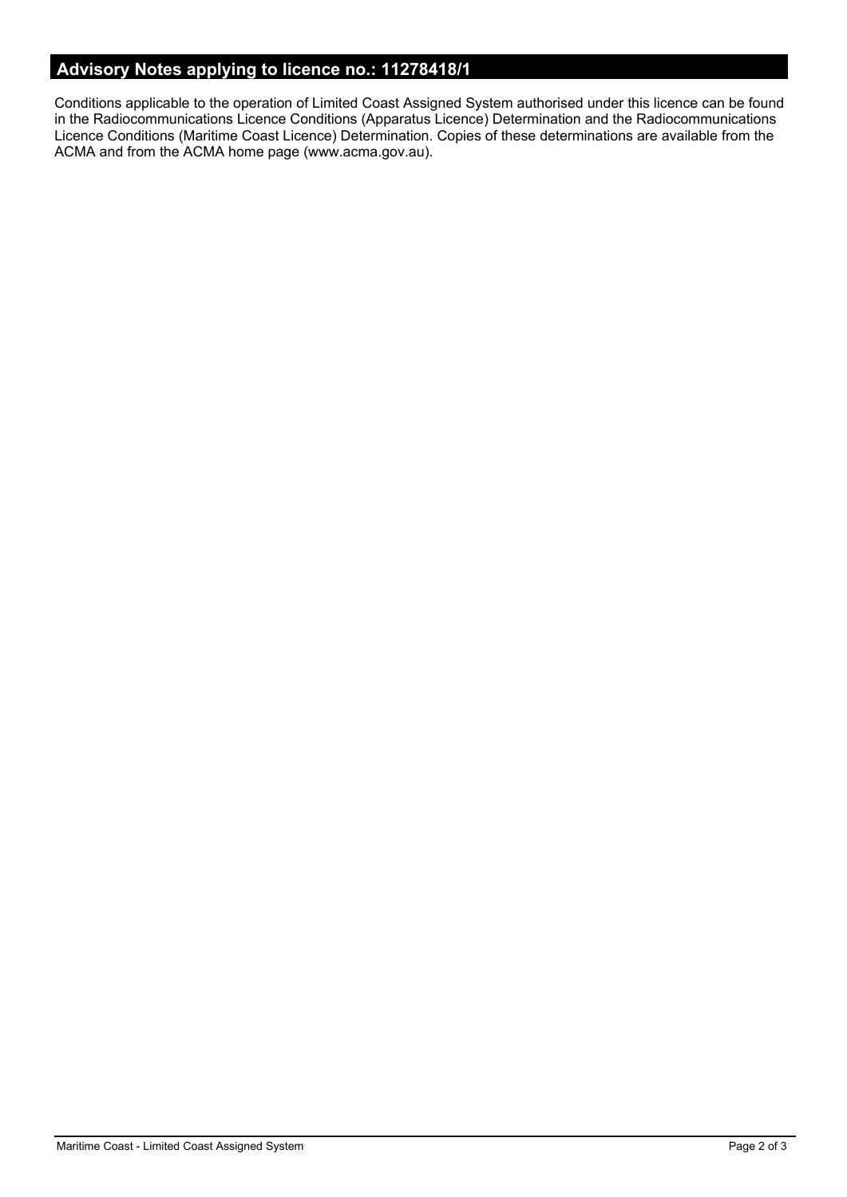## Advisory Notes applying to licence no.: 11278418/1

Conditions applicable to the operation of Limited Coast Assigned System authorised under this licence can be found in the Radiocommunications Licence Conditions (Apparatus Licence) Determination and the Radiocommunications Licence Conditions (Maritime Coast Licence) Determination. Copies of these determinations are available from the ACMA and from the ACMA home page (www.acma.gov.au).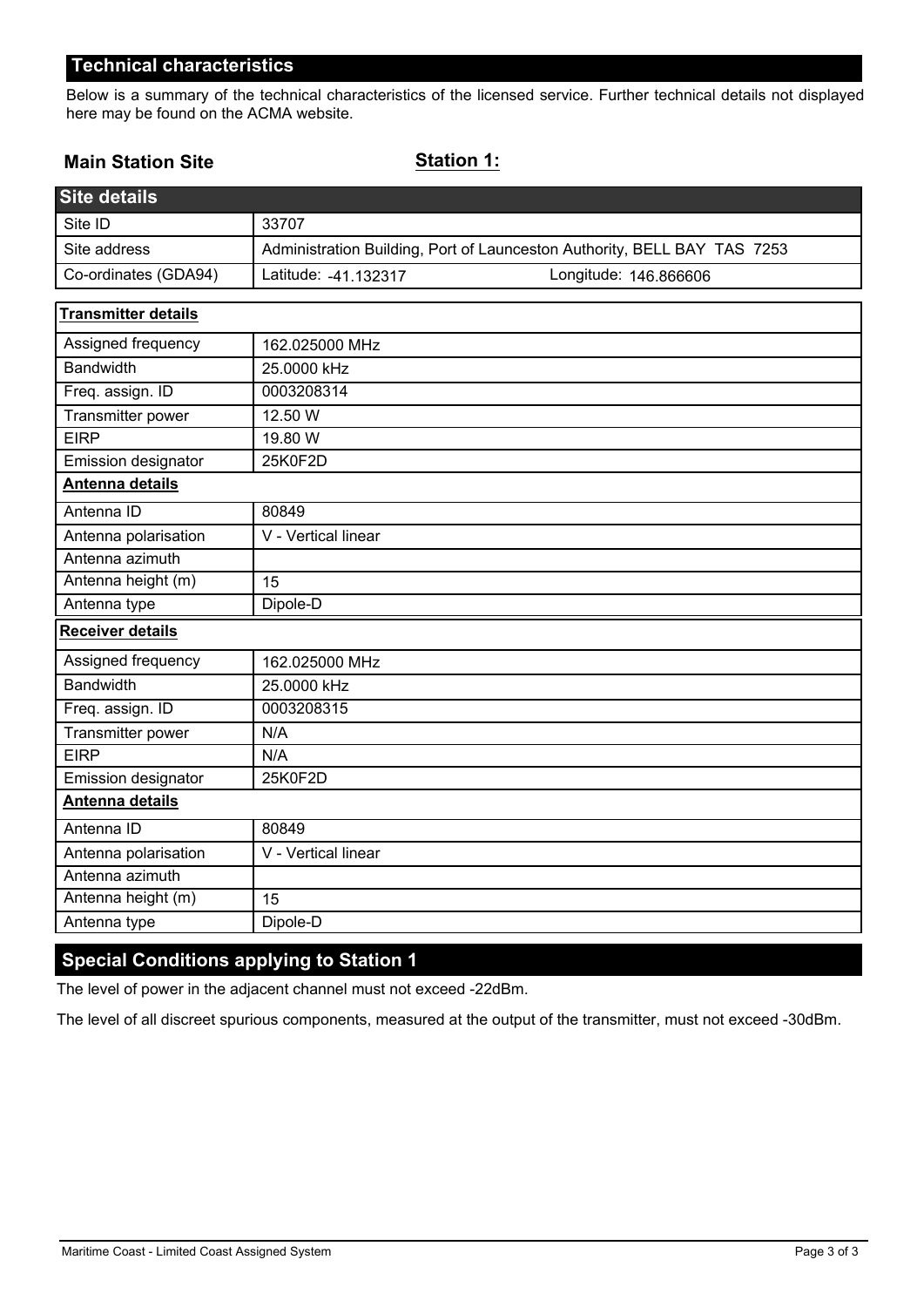## Technical characteristics

Below is a summary of the technical characteristics of the licensed service. Further technical details not displayed here may be found on the ACMA website.

**Main Station Site** **Station 1:**

| Site details | |
|---|---|
| Site ID | 33707 |
| Site address | Administration Building, Port of Launceston Authority, BELL BAY TAS 7253 |
| Co-ordinates (GDA94) | Latitude: -41.132317 Longitude: 146.866606 |

| Transmitter details | |
|---|---|
| Assigned frequency | 162.025000 MHz |
| Bandwidth | 25.0000 kHz |
| Freq. assign. ID | 0003208314 |
| Transmitter power | 12.50 W |
| EIRP | 19.80 W |
| Emission designator | 25K0F2D |
| **Antenna details** | |
| Antenna ID | 80849 |
| Antenna polarisation | V - Vertical linear |
| Antenna azimuth | |
| Antenna height (m) | 15 |
| Antenna type | Dipole-D |

| Receiver details | |
|---|---|
| Assigned frequency | 162.025000 MHz |
| Bandwidth | 25.0000 kHz |
| Freq. assign. ID | 0003208315 |
| Transmitter power | N/A |
| EIRP | N/A |
| Emission designator | 25K0F2D |
| **Antenna details** | |
| Antenna ID | 80849 |
| Antenna polarisation | V - Vertical linear |
| Antenna azimuth | |
| Antenna height (m) | 15 |
| Antenna type | Dipole-D |

## Special Conditions applying to Station 1

The level of power in the adjacent channel must not exceed -22dBm.

The level of all discreet spurious components, measured at the output of the transmitter, must not exceed -30dBm.